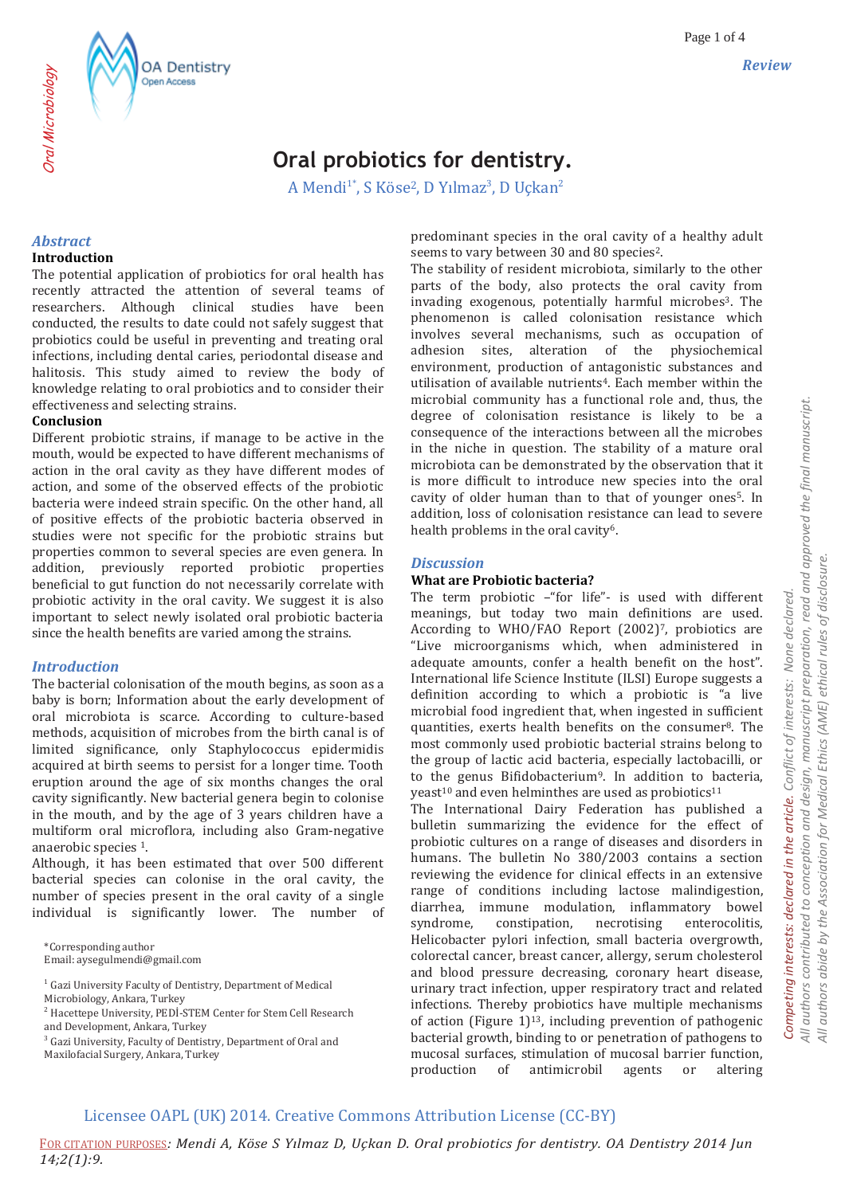# Oral probiotics for dentistry.

A Mendi[1*], S Köse[2], D Yılmaz[3], D Uçkan[2]

## Abstract

**Introduction**

The potential application of probiotics for oral health has recently attracted the attention of several teams of researchers. Although clinical studies have been conducted, the results to date could not safely suggest that probiotics could be useful in preventing and treating oral infections, including dental caries, periodontal disease and halitosis. This study aimed to review the body of knowledge relating to oral probiotics and to consider their effectiveness and selecting strains.

**Conclusion**

Different probiotic strains, if manage to be active in the mouth, would be expected to have different mechanisms of action in the oral cavity as they have different modes of action, and some of the observed effects of the probiotic bacteria were indeed strain specific. On the other hand, all of positive effects of the probiotic bacteria observed in studies were not specific for the probiotic strains but properties common to several species are even genera. In addition, previously reported probiotic properties beneficial to gut function do not necessarily correlate with probiotic activity in the oral cavity. We suggest it is also important to select newly isolated oral probiotic bacteria since the health benefits are varied among the strains.

## Introduction

The bacterial colonisation of the mouth begins, as soon as a baby is born; Information about the early development of oral microbiota is scarce. According to culture-based methods, acquisition of microbes from the birth canal is of limited significance, only Staphylococcus epidermidis acquired at birth seems to persist for a longer time. Tooth eruption around the age of six months changes the oral cavity significantly. New bacterial genera begin to colonise in the mouth, and by the age of 3 years children have a multiform oral microflora, including also Gram-negative anaerobic species [1].

Although, it has been estimated that over 500 different bacterial species can colonise in the oral cavity, the number of species present in the oral cavity of a single individual is significantly lower. The number of predominant species in the oral cavity of a healthy adult seems to vary between 30 and 80 species[2].

The stability of resident microbiota, similarly to the other parts of the body, also protects the oral cavity from invading exogenous, potentially harmful microbes[3]. The phenomenon is called colonisation resistance which involves several mechanisms, such as occupation of adhesion sites, alteration of the physiochemical environment, production of antagonistic substances and utilisation of available nutrients[4]. Each member within the microbial community has a functional role and, thus, the degree of colonisation resistance is likely to be a consequence of the interactions between all the microbes in the niche in question. The stability of a mature oral microbiota can be demonstrated by the observation that it is more difficult to introduce new species into the oral cavity of older human than to that of younger ones[5]. In addition, loss of colonisation resistance can lead to severe health problems in the oral cavity[6].

## Discussion

### What are Probiotic bacteria?

The term probiotic –"for life"- is used with different meanings, but today two main definitions are used. According to WHO/FAO Report (2002)[7], probiotics are "Live microorganisms which, when administered in adequate amounts, confer a health benefit on the host". International life Science Institute (ILSI) Europe suggests a definition according to which a probiotic is "a live microbial food ingredient that, when ingested in sufficient quantities, exerts health benefits on the consumer[8]. The most commonly used probiotic bacterial strains belong to the group of lactic acid bacteria, especially lactobacilli, or to the genus Bifidobacterium[9]. In addition to bacteria, yeast[10] and even helminthes are used as probiotics[11]

The International Dairy Federation has published a bulletin summarizing the evidence for the effect of probiotic cultures on a range of diseases and disorders in humans. The bulletin No 380/2003 contains a section reviewing the evidence for clinical effects in an extensive range of conditions including lactose malindigestion, diarrhea, immune modulation, inflammatory bowel syndrome, constipation, necrotising enterocolitis, Helicobacter pylori infection, small bacteria overgrowth, colorectal cancer, breast cancer, allergy, serum cholesterol and blood pressure decreasing, coronary heart disease, urinary tract infection, upper respiratory tract and related infections. Thereby probiotics have multiple mechanisms of action (Figure 1)[13], including prevention of pathogenic bacterial growth, binding to or penetration of pathogens to mucosal surfaces, stimulation of mucosal barrier function, production of antimicrobil agents or altering

*Corresponding author
Email: aysegulmendi@gmail.com

[1] Gazi University Faculty of Dentistry, Department of Medical Microbiology, Ankara, Turkey
[2] Hacettepe University, PEDİ-STEM Center for Stem Cell Research and Development, Ankara, Turkey
[3] Gazi University, Faculty of Dentistry, Department of Oral and Maxilofacial Surgery, Ankara, Turkey

Competing interests: declared in the article. Conflict of interests: None declared. All authors contributed to conception and design, manuscript preparation, read and approved the final manuscript. All authors abide by the Association for Medical Ethics (AME) ethical rules of disclosure.

Licensee OAPL (UK) 2014. Creative Commons Attribution License (CC-BY)

FOR CITATION PURPOSES: *Mendi A, Köse S Yılmaz D, Uçkan D. Oral probiotics for dentistry. OA Dentistry 2014 Jun 14;2(1):9.*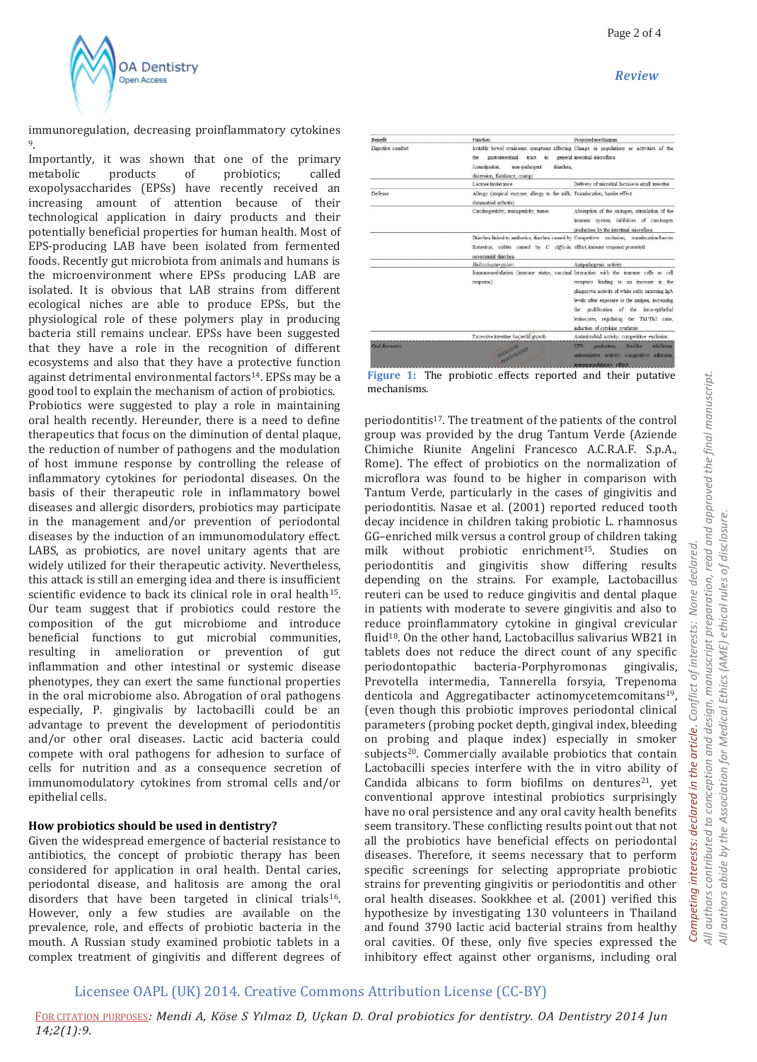immunoregulation, decreasing proinflammatory cytokines [9].

Importantly, it was shown that one of the primary metabolic products of probiotics; called exopolysaccharides (EPSs) have recently received an increasing amount of attention because of their technological application in dairy products and their potentially beneficial properties for human health. Most of EPS-producing LAB have been isolated from fermented foods. Recently gut microbiota from animals and humans is the microenvironment where EPSs producing LAB are isolated. It is obvious that LAB strains from different ecological niches are able to produce EPSs, but the physiological role of these polymers play in producing bacteria still remains unclear. EPSs have been suggested that they have a role in the recognition of different ecosystems and also that they have a protective function against detrimental environmental factors[14]. EPSs may be a good tool to explain the mechanism of action of probiotics. Probiotics were suggested to play a role in maintaining oral health recently. Hereunder, there is a need to define therapeutics that focus on the diminution of dental plaque, the reduction of number of pathogens and the modulation of host immune response by controlling the release of inflammatory cytokines for periodontal diseases. On the basis of their therapeutic role in inflammatory bowel diseases and allergic disorders, probiotics may participate in the management and/or prevention of periodontal diseases by the induction of an immunomodulatory effect. LABS, as probiotics, are novel unitary agents that are widely utilized for their therapeutic activity. Nevertheless, this attack is still an emerging idea and there is insufficient scientific evidence to back its clinical role in oral health[15]. Our team suggest that if probiotics could restore the composition of the gut microbiome and introduce beneficial functions to gut microbial communities, resulting in amelioration or prevention of gut inflammation and other intestinal or systemic disease phenotypes, they can exert the same functional properties in the oral microbiome also. Abrogation of oral pathogens especially, P. gingivalis by lactobacilli could be an advantage to prevent the development of periodontitis and/or other oral diseases. Lactic acid bacteria could compete with oral pathogens for adhesion to surface of cells for nutrition and as a consequence secretion of immunomodulatory cytokines from stromal cells and/or epithelial cells.

## How probiotics should be used in dentistry?

Given the widespread emergence of bacterial resistance to antibiotics, the concept of probiotic therapy has been considered for application in oral health. Dental caries, periodontal disease, and halitosis are among the oral disorders that have been targeted in clinical trials[16]. However, only a few studies are available on the prevalence, role, and effects of probiotic bacteria in the mouth. A Russian study examined probiotic tablets in a complex treatment of gingivitis and different degrees of periodontitis[17]. The treatment of the patients of the control group was provided by the drug Tantum Verde (Aziende Chimiche Riunite Angelini Francesco A.C.R.A.F. S.p.A., Rome). The effect of probiotics on the normalization of microflora was found to be higher in comparison with Tantum Verde, particularly in the cases of gingivitis and periodontitis. Nasae et al. (2001) reported reduced tooth decay incidence in children taking probiotic L. rhamnosus GG–enriched milk versus a control group of children taking milk without probiotic enrichment[15]. Studies on periodontitis and gingivitis show differing results depending on the strains. For example, Lactobacillus reuteri can be used to reduce gingivitis and dental plaque in patients with moderate to severe gingivitis and also to reduce proinflammatory cytokine in gingival crevicular fluid[18]. On the other hand, Lactobacillus salivarius WB21 in tablets does not reduce the direct count of any specific periodontopathic bacteria-Porphyromonas gingivalis, Prevotella intermedia, Tannerella forsyia, Trepenoma denticola and Aggregatibacter actinomycetemcomitans[19], (even though this probiotic improves periodontal clinical parameters (probing pocket depth, gingival index, bleeding on probing and plaque index) especially in smoker subjects[20]. Commercially available probiotics that contain Lactobacilli species interfere with the in vitro ability of Candida albicans to form biofilms on dentures[21], yet conventional approve intestinal probiotics surprisingly have no oral persistence and any oral cavity health benefits seem transitory. These conflicting results point out that not all the probiotics have beneficial effects on periodontal diseases. Therefore, it seems necessary that to perform specific screenings for selecting appropriate probiotic strains for preventing gingivitis or periodontitis and other oral health diseases. Sookkhee et al. (2001) verified this hypothesize by investigating 130 volunteers in Thailand and found 3790 lactic acid bacterial strains from healthy oral cavities. Of these, only five species expressed the inhibitory effect against other organisms, including oral

| Benefit | Function | Proposed mechanism |
|---|---|---|
| Digestive comfort | Irritable bowel syndrome, symptoms affecting the gastrointestinal tract in general (constipation, non-pathogenic diarrhea, distension, flatulence, cramp) | Change in populations or activities of the intestinal microflora |
| | Lactose intolerance | Delivery of microbial lactase to small intestine |
| Defense | Allergy (atopical eczema, allergy to the milk, rheumatoid arthritis) | Translocation, barrier effect |
| | Carcinogenicity, mutagenicity, tumor | Absorption of the mutagen, stimulation of the immune system, inhibition of carcinogen production by the intestinal microflora |
| | Diarrhea linked to antibiotics, diarrhea caused by Rotavirus, colitis caused by C. difficile, nosocomial diarrhea | Competitive exclusion, translocation/barrier effect, immune response promoted |
| | *Helicobacter pylori* | Antipathogenic activity |
| | Immunomodulation (immune status, vaccinal response) | Interaction with the immune cells or cell receptors leading to an increase in the phagocytic activity of white cells, increasing IgA levels after exposure to the antigen, increasing the proliferation of the intra-epithelial leukocytes, regulating the Th1/Th2 ratio, induction of cytokine synthesis |
| | Excessive intestine bacterial growth | Antimicrobial activity, competitive exclusion |
| Oral diseases | SHOULD BE INVESTIGATED | EPS production, biofilm inhibition, antioxidative activity, competitive adhesion, immunomodulatory effect |

**Figure 1:** The probiotic effects reported and their putative mechanisms.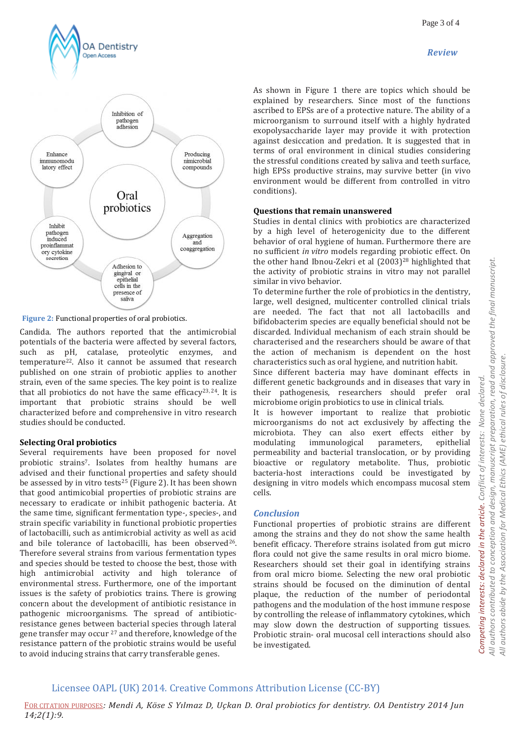Oral probiotics

Inhibition of pathogen adhesion

Producing nimicrobial compounds

Aggregation and coaggregation

Adhesion to gingival or epithelial cells in the presence of saliva

Inhibit pathogen induced proinflammatory cytokine secretion

Enhance immunomodulatory effect

**Figure 2:** Functional properties of oral probiotics.

Candida. The authors reported that the antimicrobial potentials of the bacteria were affected by several factors, such as pH, catalase, proteolytic enzymes, and temperature[22]. Also it cannot be assumed that research published on one strain of probiotic applies to another strain, even of the same species. The key point is to realize that all probiotics do not have the same efficacy[23,24]. It is important that probiotic strains should be well characterized before and comprehensive in vitro research studies should be conducted.

## Selecting Oral probiotics

Several requirements have been proposed for novel probiotic strains[7]. Isolates from healthy humans are advised and their functional properties and safety should be assessed by in vitro tests[25] (Figure 2). It has been shown that good antimicrobial properties of probiotic strains are necessary to eradicate or inhibit pathogenic bacteria. At the same time, significant fermentation type-, species-, and strain specific variability in functional probiotic properties of lactobacilli, such as antimicrobial activity as well as acid and bile tolerance of lactobacilli, has been observed[26]. Therefore several strains from various fermentation types and species should be tested to choose the best, those with high antimicrobial activity and high tolerance of environmental stress. Furthermore, one of the important issues is the safety of probiotics trains. There is growing concern about the development of antibiotic resistance in pathogenic microorganisms. The spread of antibiotic-resistance genes between bacterial species through lateral gene transfer may occur [27] and therefore, knowledge of the resistance pattern of the probiotic strains would be useful to avoid inducing strains that carry transferable genes.

As shown in Figure 1 there are topics which should be explained by researchers. Since most of the functions ascribed to EPSs are of a protective nature. The ability of a microorganism to surround itself with a highly hydrated exopolysaccharide layer may provide it with protection against desiccation and predation. It is suggested that in terms of oral environment in clinical studies considering the stressful conditions created by saliva and teeth surface, high EPSs productive strains, may survive better (in vivo environment would be different from controlled in vitro conditions).

## Questions that remain unanswered

Studies in dental clinics with probiotics are characterized by a high level of heterogenicity due to the different behavior of oral hygiene of human. Furthermore there are no sufficient *in vitro* models regarding probiotic effect. On the other hand Ibnou-Zekri et al (2003)[28] highlighted that the activity of probiotic strains in vitro may not parallel similar in vivo behavior.

To determine further the role of probiotics in the dentistry, large, well designed, multicenter controlled clinical trials are needed. The fact that not all lactobacills and bifidobacterim species are equally beneficial should not be discarded. Individual mechanism of each strain should be characterised and the researchers should be aware of that the action of mechanism is dependent on the host characteristics such as oral hygiene, and nutrition habit.

Since different bacteria may have dominant effects in different genetic backgrounds and in diseases that vary in their pathogenesis, researchers should prefer oral microbiome origin probiotics to use in clinical trials.

It is however important to realize that probiotic microorganisms do not act exclusively by affecting the microbiota. They can also exert effects either by modulating immunological parameters, epithelial permeability and bacterial translocation, or by providing bioactive or regulatory metabolite. Thus, probiotic bacteria-host interactions could be investigated by designing in vitro models which encompass mucosal stem cells.

## Conclusion

Functional properties of probiotic strains are different among the strains and they do not show the same health benefit efficacy. Therefore strains isolated from gut micro flora could not give the same results in oral micro biome. Researchers should set their goal in identifying strains from oral micro biome. Selecting the new oral probiotic strains should be focused on the diminution of dental plaque, the reduction of the number of periodontal pathogens and the modulation of the host immune respose by controlling the release of inflammatory cytokines, which may slow down the destruction of supporting tissues. Probiotic strain- oral mucosal cell interactions should also be investigated.

*Competing interests: declared in the article. Conflict of interests: None declared.*
*All authors contributed to conception and design, manuscript preparation, read and approved the final manuscript.*
*All authors abide by the Association for Medical Ethics (AME) ethical rules of disclosure.*

Licensee OAPL (UK) 2014. Creative Commons Attribution License (CC-BY)

FOR CITATION PURPOSES: *Mendi A, Köse S Yılmaz D, Uçkan D. Oral probiotics for dentistry. OA Dentistry 2014 Jun 14;2(1):9.*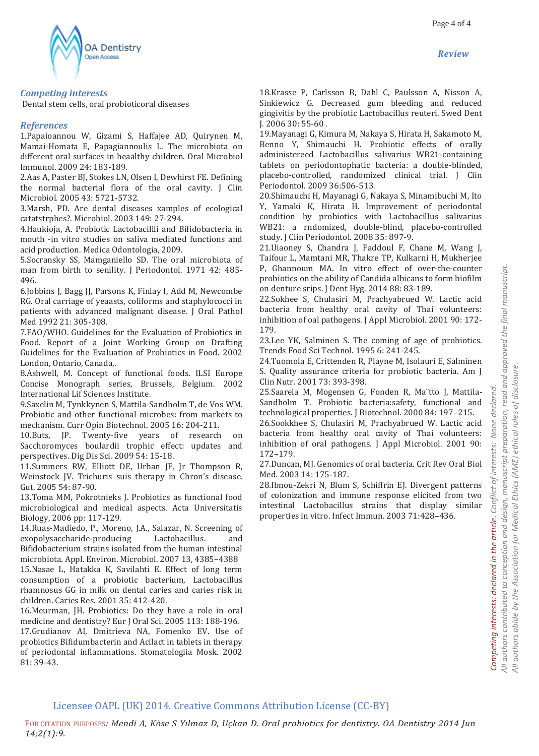## Competing interests

Dental stem cells, oral probioticoral diseases

## References

1.Papaioannou W, Gizami S, Haffajee AD, Quirynen M, Mamai-Homata E, Papagiannoulis L. The microbiota on different oral surfaces in heaalthy children. Oral Microbiol Immunol. 2009 24: 183-189.

2.Aas A, Paster BJ, Stokes LN, Olsen I, Dewhirst FE. Defining the normal bacterial flora of the oral cavity. J Clin Microbiol. 2005 43: 5721-5732.

3.Marsh, PD. Are dental diseases xamples of ecological catatstrphes?. Microbiol. 2003 149: 27-294.

4.Haukioja, A. Probiotic Lactobacillli and Bifidobacteria in mouth -in vitro studies on saliva mediated functions and acid production. Medica Odontologia, 2009.

5.Socransky SS, Mamganiello SD. The oral microbiota of man from birth to senility. J Periodontol. 1971 42: 485-496.

6.Jobbins J, Bagg JJ, Parsons K, Finlay I, Add M, Newcombe RG. Oral carriage of yeaasts, coliforms and staphylococci in patients with advanced malignant disease. J Oral Pathol Med 1992 21: 305-308.

7.FAO/WHO. Guidelines for the Evaluation of Probiotics in Food. Report of a Joint Working Group on Drafting Guidelines for the Evaluation of Probiotics in Food. 2002 London, Ontario, Canada,.

8.Ashwell, M. Concept of functional foods. ILSI Europe Concise Monograph series, Brussels, Belgium. 2002 International Lif Sciences Institute.

9.Saxelin M, Tynkkynen S, Mattila-Sandholm T, de Vos WM. Probiotic and other functional microbes: from markets to mechanism. Curr Opin Biotechnol. 2005 16: 204-211.

10.Buts, JP. Twenty-five years of research on Sacchoromyces boulardii trophic effect: updates and perspectives. Dig Dis Sci. 2009 54: 15-18.

11.Summers RW, Elliott DE, Urban JF, Jr Thompson R, Weinstock JV. Trichuris suis therapy in Chron's disease. Gut. 2005 54: 87-90.

13.Toma MM, Pokrotnieks J. Probiotics as functional food microbiological and medical aspects. Acta Universitatis Biology, 2006 pp: 117-129.

14.Ruas-Madiedo, P., Moreno, J.A., Salazar, N. Screening of exopolysaccharide-producing Lactobacillus. and Bifidobacterium strains isolated from the human intestinal microbiota. Appl. Environ. Microbiol. 2007 13, 4385–4388

15.Nasae L, Hatakka K, Savilahti E. Effect of long term consumption of a probiotic bacterium, Lactobacillus rhamnosus GG in milk on dental caries and caries risk in children. Caries Res. 2001 35: 412-420.

16.Meurman, JH. Probiotics: Do they have a role in oral medicine and dentistry? Eur J Oral Sci. 2005 113: 188-196.

17.Grudianov AI, Dmitrieva NA, Fomenko EV. Use of probiotics Bifidumbacterin and Acilact in tablets in therapy of periodontal inflammations. Stomatologiia Mosk. 2002 81: 39-43.

18.Krasse P, Carlsson B, Dahl C, Paulsson A, Nisson A, Sinkiewicz G. Decreased gum bleeding and reduced gingivitis by the probiotic Lactobacillus reuteri. Swed Dent J. 2006 30: 55-60 .

19.Mayanagi G, Kimura M, Nakaya S, Hirata H, Sakamoto M, Benno Y, Shimauchi H. Probiotic effects of orally administereed Lactobacillus salivarius WB21-containing tablets on periodontophatic bacteria: a double-blinded, placebo-controlled, randomized clinical trial. J Clin Periodontol. 2009 36:506-513.

20.Shimauchi H, Mayanagi G, Nakaya S, Minamibuchi M, Ito Y, Yamaki K, Hirata H. Improvement of periodontal condition by probiotics with Lactobacillus salivarius WB21: a rndomized, double-blind, placebo-controlled study. J Clin Periodontol. 2008 35: 897-9.

21.Uiaoney S, Chandra J, Faddoul F, Chane M, Wang J, Taifour L, Mamtani MR, Thakre TP, Kulkarni H, Mukherjee P, Ghannoum MA. In vitro effect of over-the-counter probiotics on the ability of Candida albicans to form biofilm on denture srips. J Dent Hyg. 2014 88: 83-189.

22.Sokhee S, Chulasiri M, Prachyabrued W. Lactic acid bacteria from healthy oral cavity of Thai volunteers: inhibition of oal pathogens. J Appl Microbiol. 2001 90: 172-179.

23.Lee YK, Salminen S. The coming of age of probiotics. Trends Food Sci Technol. 1995 6: 241-245.

24.Tuomola E, Crittenden R, Playne M, Isolauri E, Salminen S. Quality assurance criteria for probiotic bacteria. Am J Clin Nutr. 2001 73: 393-398.

25.Saarela M, Mogensen G, Fonden R, Ma¨tto J, Mattila-Sandholm T. Probiotic bacteria:safety, functional and technological properties. J Biotechnol. 2000 84: 197–215.

26.Sookkhee S, Chulasiri M, Prachyabrued W. Lactic acid bacteria from healthy oral cavity of Thai volunteers: inhibition of oral pathogens. J Appl Microbiol. 2001 90: 172–179.

27.Duncan, MJ. Genomics of oral bacteria. Crit Rev Oral Biol Med. 2003 14: 175-187.

28.Ibnou-Zekri N, Blum S, Schiffrin EJ. Divergent patterns of colonization and immune response elicited from two intestinal Lactobacillus strains that display similar properties in vitro. Infect Immun. 2003 71:428–436.

*Competing interests: declared in the article. Conflict of interests: None declared.*
*All authors contributed to conception and design, manuscript preparation, read and approved the final manuscript.*
*All authors abide by the Association for Medical Ethics (AME) ethical rules of disclosure.*

Licensee OAPL (UK) 2014. Creative Commons Attribution License (CC-BY)

FOR CITATION PURPOSES: *Mendi A, Köse S Yılmaz D, Uçkan D. Oral probiotics for dentistry. OA Dentistry 2014 Jun 14;2(1):9.*